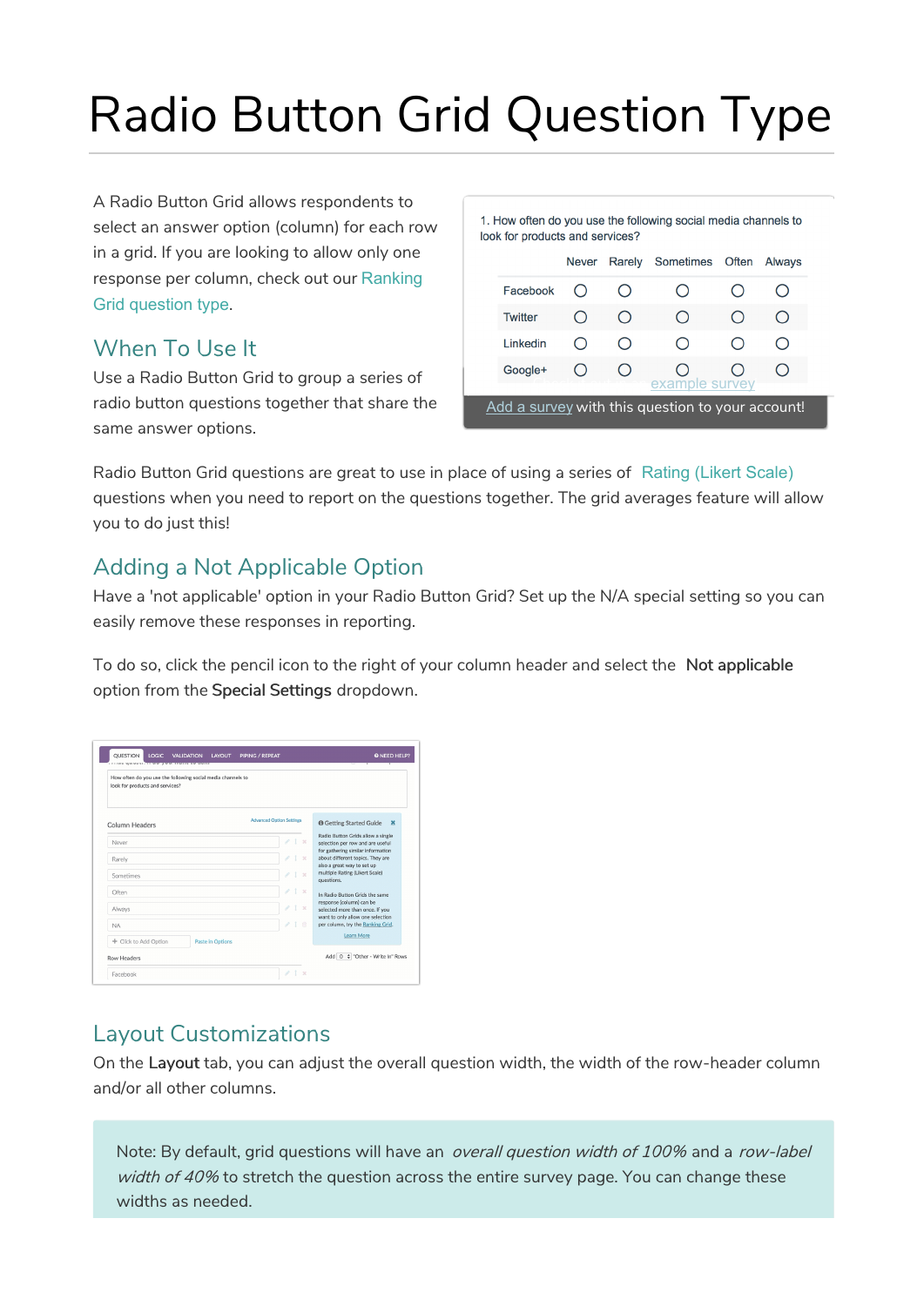# Radio Button Grid Question Type

A Radio Button Grid allows respondents to select an answer option (column) for each row in a grid. If you are looking to allow only one response per column, check out our Ranking Grid question type.

1. How often do you use the following social media channels to look for products and services?

| | Never | Rarely | Sometimes | Often | Always |
|---|---|---|---|---|---|
| Facebook | ○ | ○ | ○ | ○ | ○ |
| Twitter | ○ | ○ | ○ | ○ | ○ |
| Linkedin | ○ | ○ | ○ | ○ | ○ |
| Google+ | ○ | ○ | ○ | ○ | ○ |

example survey

Add a survey with this question to your account!

## When To Use It

Use a Radio Button Grid to group a series of radio button questions together that share the same answer options.

Radio Button Grid questions are great to use in place of using a series of Rating (Likert Scale) questions when you need to report on the questions together. The grid averages feature will allow you to do just this!

## Adding a Not Applicable Option

Have a 'not applicable' option in your Radio Button Grid? Set up the N/A special setting so you can easily remove these responses in reporting.

To do so, click the pencil icon to the right of your column header and select the **Not applicable** option from the **Special Settings** dropdown.

## Layout Customizations

On the **Layout** tab, you can adjust the overall question width, the width of the row-header column and/or all other columns.

Note: By default, grid questions will have an *overall question width of 100%* and a *row-label width of 40%* to stretch the question across the entire survey page. You can change these widths as needed.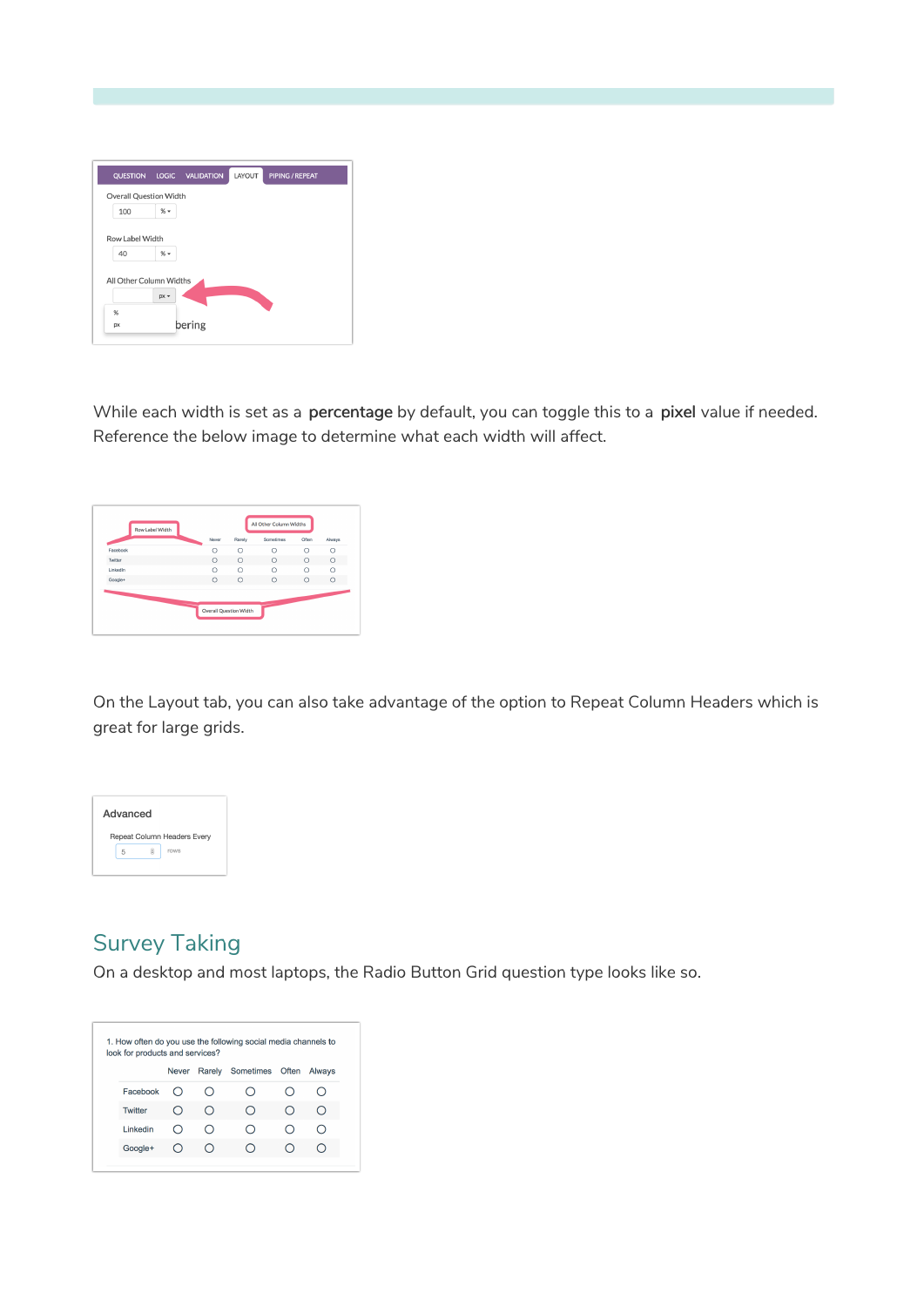While each width is set as a **percentage** by default, you can toggle this to a **pixel** value if needed. Reference the below image to determine what each width will affect.

On the Layout tab, you can also take advantage of the option to Repeat Column Headers which is great for large grids.

## Survey Taking

On a desktop and most laptops, the Radio Button Grid question type looks like so.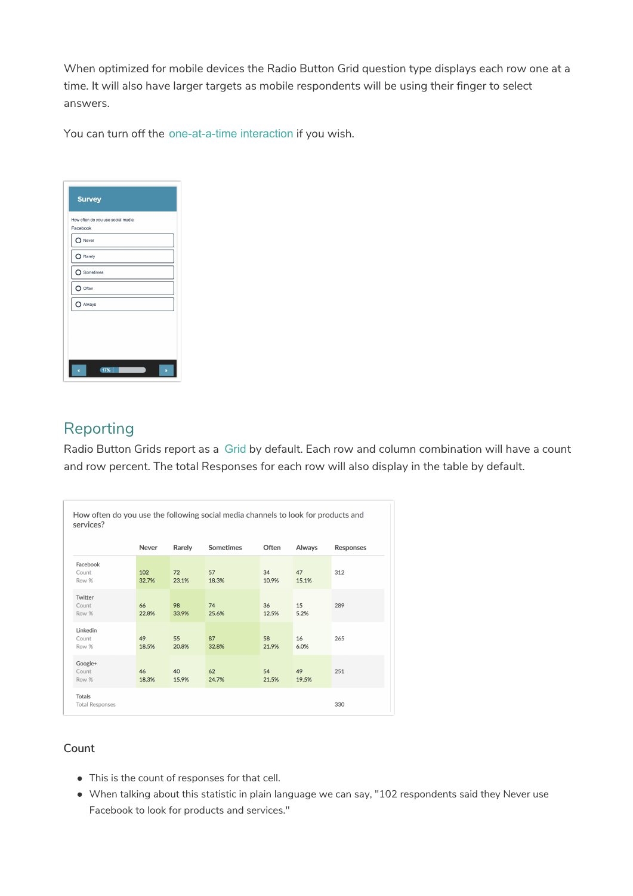When optimized for mobile devices the Radio Button Grid question type displays each row one at a time. It will also have larger targets as mobile respondents will be using their finger to select answers.

You can turn off the one-at-a-time interaction if you wish.

Survey

How often do you use social media:

Facebook

- Never
- Rarely
- Sometimes
- Often
- Always

17%

## Reporting

Radio Button Grids report as a Grid by default. Each row and column combination will have a count and row percent. The total Responses for each row will also display in the table by default.

How often do you use the following social media channels to look for products and services?

| | Never | Rarely | Sometimes | Often | Always | Responses |
|---|---|---|---|---|---|---|
| Facebook<br>Count<br>Row % | 102<br>32.7% | 72<br>23.1% | 57<br>18.3% | 34<br>10.9% | 47<br>15.1% | 312 |
| Twitter<br>Count<br>Row % | 66<br>22.8% | 98<br>33.9% | 74<br>25.6% | 36<br>12.5% | 15<br>5.2% | 289 |
| Linkedin<br>Count<br>Row % | 49<br>18.5% | 55<br>20.8% | 87<br>32.8% | 58<br>21.9% | 16<br>6.0% | 265 |
| Google+<br>Count<br>Row % | 46<br>18.3% | 40<br>15.9% | 62<br>24.7% | 54<br>21.5% | 49<br>19.5% | 251 |
| Totals<br>Total Responses | | | | | | 330 |

### Count

- This is the count of responses for that cell.
- When talking about this statistic in plain language we can say, "102 respondents said they Never use Facebook to look for products and services."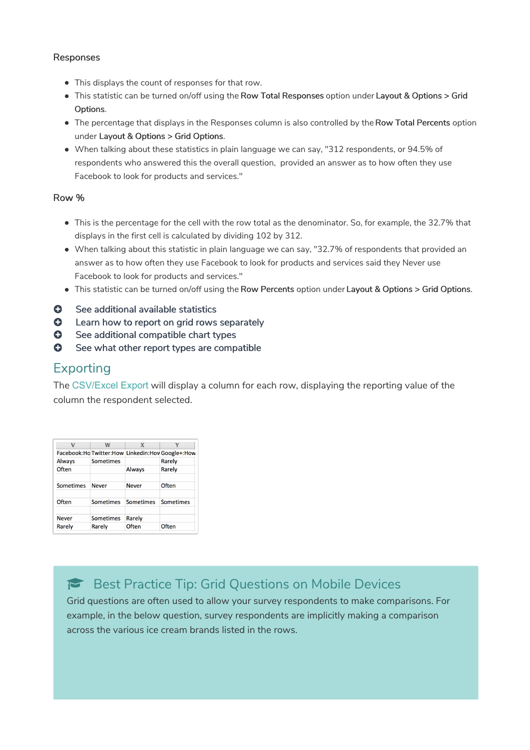Responses

- This displays the count of responses for that row.
- This statistic can be turned on/off using the **Row Total Responses** option under **Layout & Options > Grid Options**.
- The percentage that displays in the Responses column is also controlled by the **Row Total Percents** option under **Layout & Options > Grid Options**.
- When talking about these statistics in plain language we can say, "312 respondents, or 94.5% of respondents who answered this the overall question, provided an answer as to how often they use Facebook to look for products and services."

Row %

- This is the percentage for the cell with the row total as the denominator. So, for example, the 32.7% that displays in the first cell is calculated by dividing 102 by 312.
- When talking about this statistic in plain language we can say, "32.7% of respondents that provided an answer as to how often they use Facebook to look for products and services said they Never use Facebook to look for products and services."
- This statistic can be turned on/off using the **Row Percents** option under **Layout & Options > Grid Options**.

- See additional available statistics
- Learn how to report on grid rows separately
- See additional compatible chart types
- See what other report types are compatible

## Exporting

The CSV/Excel Export will display a column for each row, displaying the reporting value of the column the respondent selected.

| V | W | X | Y |
|---|---|---|---|
| Facebook:Ho | Twitter:How | Linkedin:Hov | Google+:How |
| Always | Sometimes | | Rarely |
| Often | | Always | Rarely |
| | | | |
| Sometimes | Never | Never | Often |
| | | | |
| Often | Sometimes | Sometimes | Sometimes |
| | | | |
| Never | Sometimes | Rarely | |
| Rarely | Rarely | Often | Often |

### Best Practice Tip: Grid Questions on Mobile Devices

Grid questions are often used to allow your survey respondents to make comparisons. For example, in the below question, survey respondents are implicitly making a comparison across the various ice cream brands listed in the rows.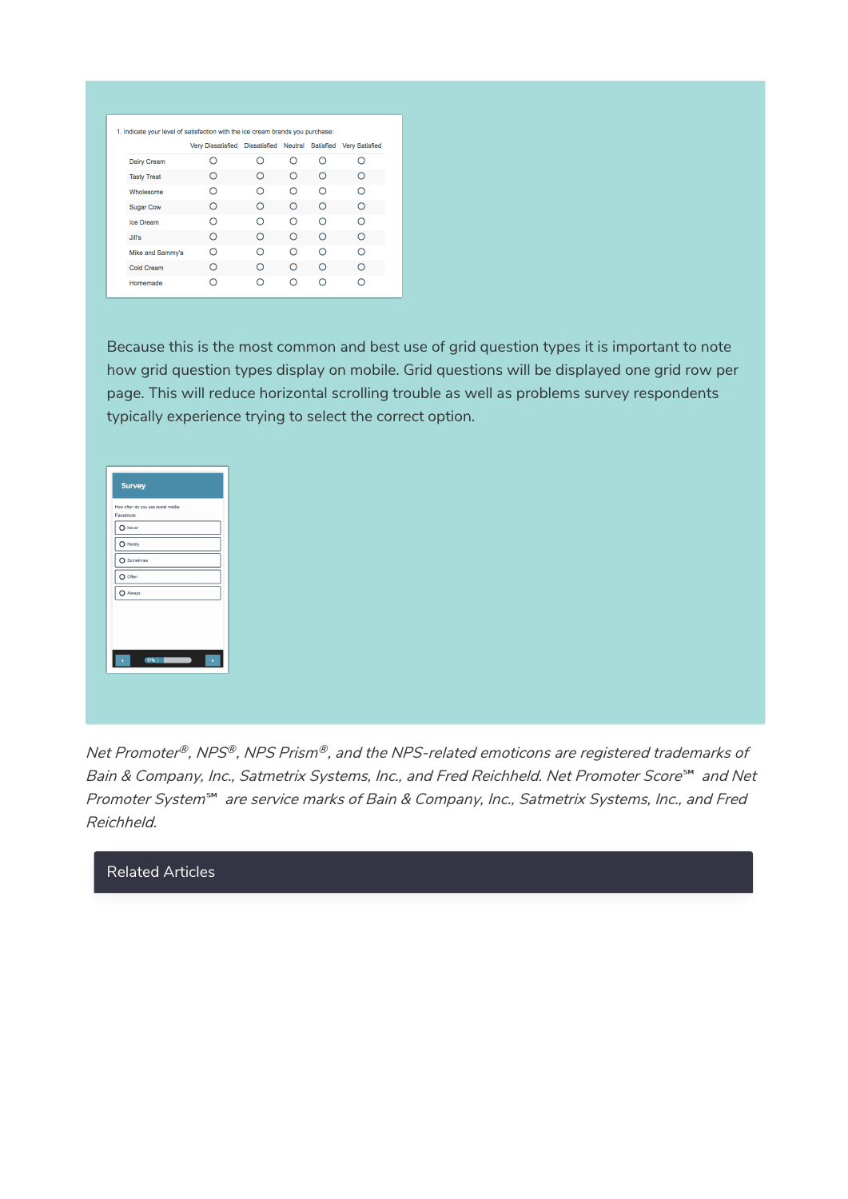| | Very Dissatisfied | Dissatisfied | Neutral | Satisfied | Very Satisfied |
|---|---|---|---|---|---|
| Dairy Cream | ○ | ○ | ○ | ○ | ○ |
| Tasty Treat | ○ | ○ | ○ | ○ | ○ |
| Wholesome | ○ | ○ | ○ | ○ | ○ |
| Sugar Cow | ○ | ○ | ○ | ○ | ○ |
| Ice Dream | ○ | ○ | ○ | ○ | ○ |
| Jill's | ○ | ○ | ○ | ○ | ○ |
| Mike and Sammy's | ○ | ○ | ○ | ○ | ○ |
| Cold Cream | ○ | ○ | ○ | ○ | ○ |
| Homemade | ○ | ○ | ○ | ○ | ○ |

1. Indicate your level of satisfaction with the ice cream brands you purchase:

Because this is the most common and best use of grid question types it is important to note how grid question types display on mobile. Grid questions will be displayed one grid row per page. This will reduce horizontal scrolling trouble as well as problems survey respondents typically experience trying to select the correct option.

Survey

How often do you use social media:

Facebook

- Never
- Rarely
- Sometimes
- Often
- Always

*Net Promoter®, NPS®, NPS Prism®, and the NPS-related emoticons are registered trademarks of Bain & Company, Inc., Satmetrix Systems, Inc., and Fred Reichheld. Net Promoter Score℠ and Net Promoter System℠ are service marks of Bain & Company, Inc., Satmetrix Systems, Inc., and Fred Reichheld.*

## Related Articles